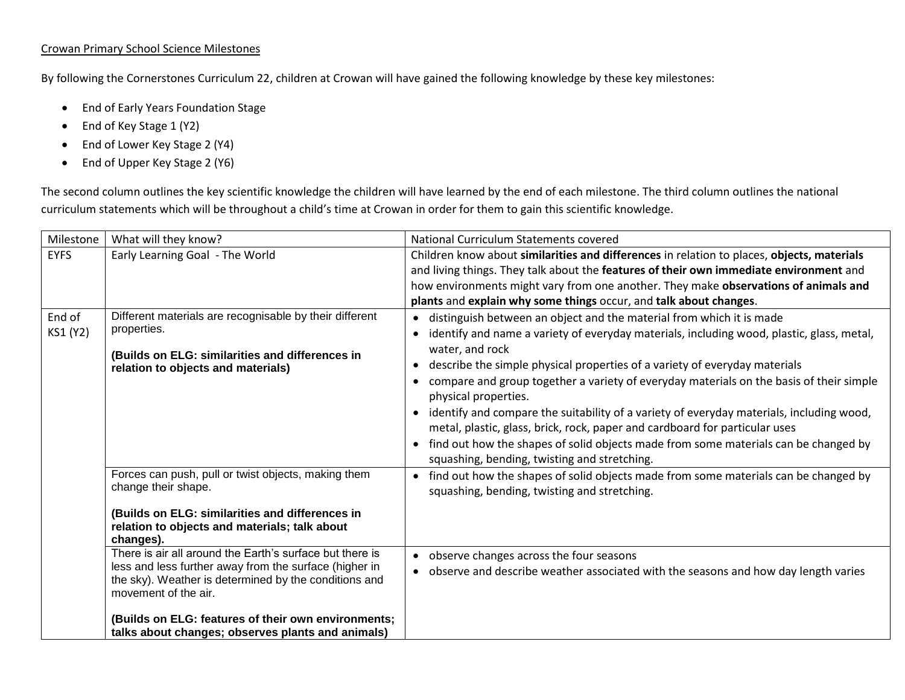Crowan Primary School Science Milestones

By following the Cornerstones Curriculum 22, children at Crowan will have gained the following knowledge by these key milestones:

- End of Early Years Foundation Stage
- End of Key Stage 1 (Y2)
- End of Lower Key Stage 2 (Y4)
- End of Upper Key Stage 2 (Y6)

The second column outlines the key scientific knowledge the children will have learned by the end of each milestone. The third column outlines the national curriculum statements which will be throughout a child's time at Crowan in order for them to gain this scientific knowledge.

| Milestone | What will they know? | National Curriculum Statements covered |
|---|---|---|
| EYFS | Early Learning Goal - The World | Children know about **similarities and differences** in relation to places, **objects, materials** and living things. They talk about the **features of their own immediate environment** and how environments might vary from one another. They make **observations of animals and plants** and **explain why some things** occur, and **talk about changes**. |
| End of KS1 (Y2) | Different materials are recognisable by their different properties.<br><br>**(Builds on ELG: similarities and differences in relation to objects and materials)** | • distinguish between an object and the material from which it is made<br>• identify and name a variety of everyday materials, including wood, plastic, glass, metal, water, and rock<br>• describe the simple physical properties of a variety of everyday materials<br>• compare and group together a variety of everyday materials on the basis of their simple physical properties.<br>• identify and compare the suitability of a variety of everyday materials, including wood, metal, plastic, glass, brick, rock, paper and cardboard for particular uses<br>• find out how the shapes of solid objects made from some materials can be changed by squashing, bending, twisting and stretching. |
| | Forces can push, pull or twist objects, making them change their shape.<br><br>**(Builds on ELG: similarities and differences in relation to objects and materials; talk about changes).** | • find out how the shapes of solid objects made from some materials can be changed by squashing, bending, twisting and stretching. |
| | There is air all around the Earth's surface but there is less and less further away from the surface (higher in the sky). Weather is determined by the conditions and movement of the air.<br><br>**(Builds on ELG: features of their own environments; talks about changes; observes plants and animals)** | • observe changes across the four seasons<br>• observe and describe weather associated with the seasons and how day length varies |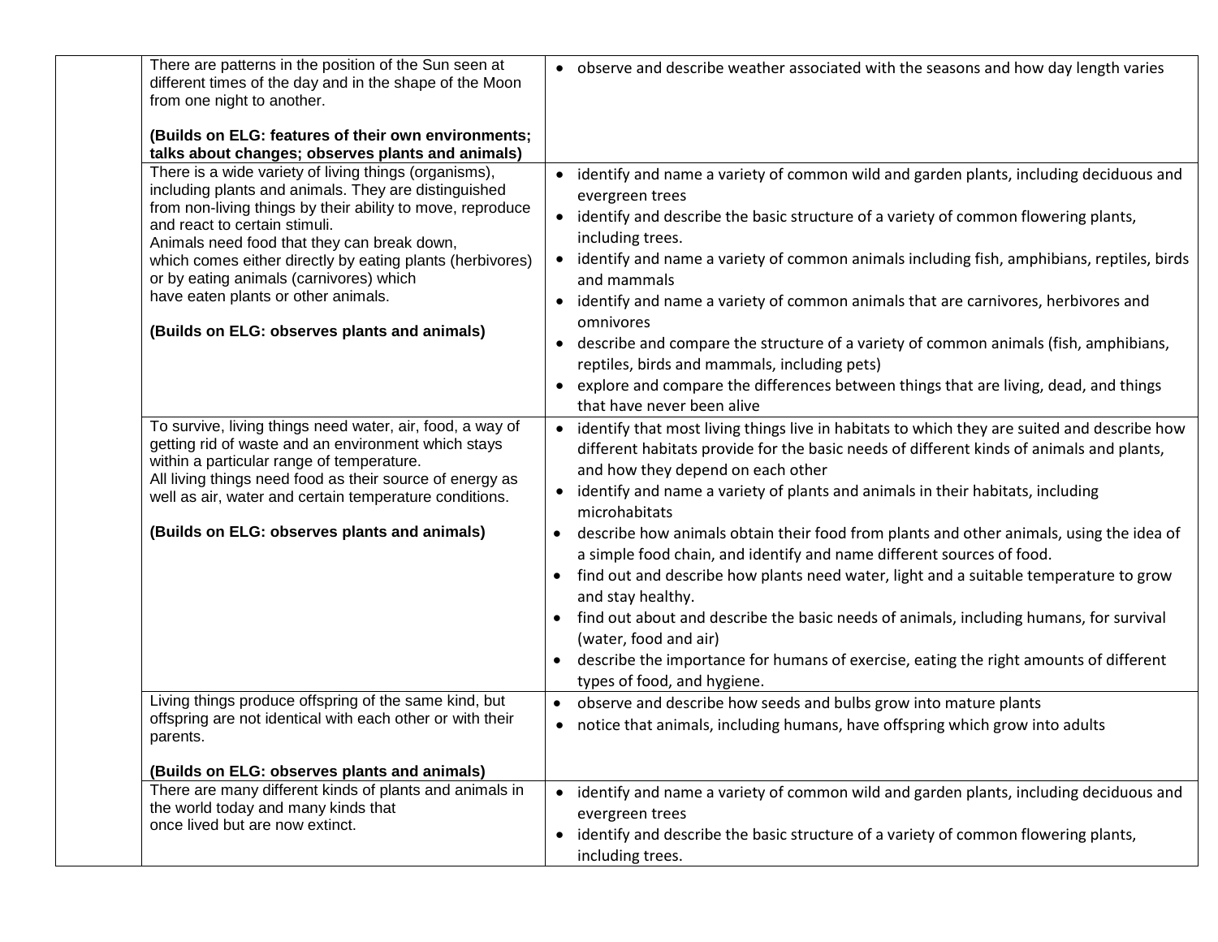|  |  |  |
|---|---|---|
|  | There are patterns in the position of the Sun seen at different times of the day and in the shape of the Moon from one night to another.<br><br>**(Builds on ELG: features of their own environments; talks about changes; observes plants and animals)** | • observe and describe weather associated with the seasons and how day length varies |
|  | There is a wide variety of living things (organisms), including plants and animals. They are distinguished from non-living things by their ability to move, reproduce and react to certain stimuli.<br>Animals need food that they can break down, which comes either directly by eating plants (herbivores) or by eating animals (carnivores) which have eaten plants or other animals.<br><br>**(Builds on ELG: observes plants and animals)** | • identify and name a variety of common wild and garden plants, including deciduous and evergreen trees<br>• identify and describe the basic structure of a variety of common flowering plants, including trees.<br>• identify and name a variety of common animals including fish, amphibians, reptiles, birds and mammals<br>• identify and name a variety of common animals that are carnivores, herbivores and omnivores<br>• describe and compare the structure of a variety of common animals (fish, amphibians, reptiles, birds and mammals, including pets)<br>• explore and compare the differences between things that are living, dead, and things that have never been alive |
|  | To survive, living things need water, air, food, a way of getting rid of waste and an environment which stays within a particular range of temperature.<br>All living things need food as their source of energy as well as air, water and certain temperature conditions.<br><br>**(Builds on ELG: observes plants and animals)** | • identify that most living things live in habitats to which they are suited and describe how different habitats provide for the basic needs of different kinds of animals and plants, and how they depend on each other<br>• identify and name a variety of plants and animals in their habitats, including microhabitats<br>• describe how animals obtain their food from plants and other animals, using the idea of a simple food chain, and identify and name different sources of food.<br>• find out and describe how plants need water, light and a suitable temperature to grow and stay healthy.<br>• find out about and describe the basic needs of animals, including humans, for survival (water, food and air)<br>• describe the importance for humans of exercise, eating the right amounts of different types of food, and hygiene. |
|  | Living things produce offspring of the same kind, but offspring are not identical with each other or with their parents.<br><br>**(Builds on ELG: observes plants and animals)** | • observe and describe how seeds and bulbs grow into mature plants<br>• notice that animals, including humans, have offspring which grow into adults |
|  | There are many different kinds of plants and animals in the world today and many kinds that once lived but are now extinct. | • identify and name a variety of common wild and garden plants, including deciduous and evergreen trees<br>• identify and describe the basic structure of a variety of common flowering plants, including trees. |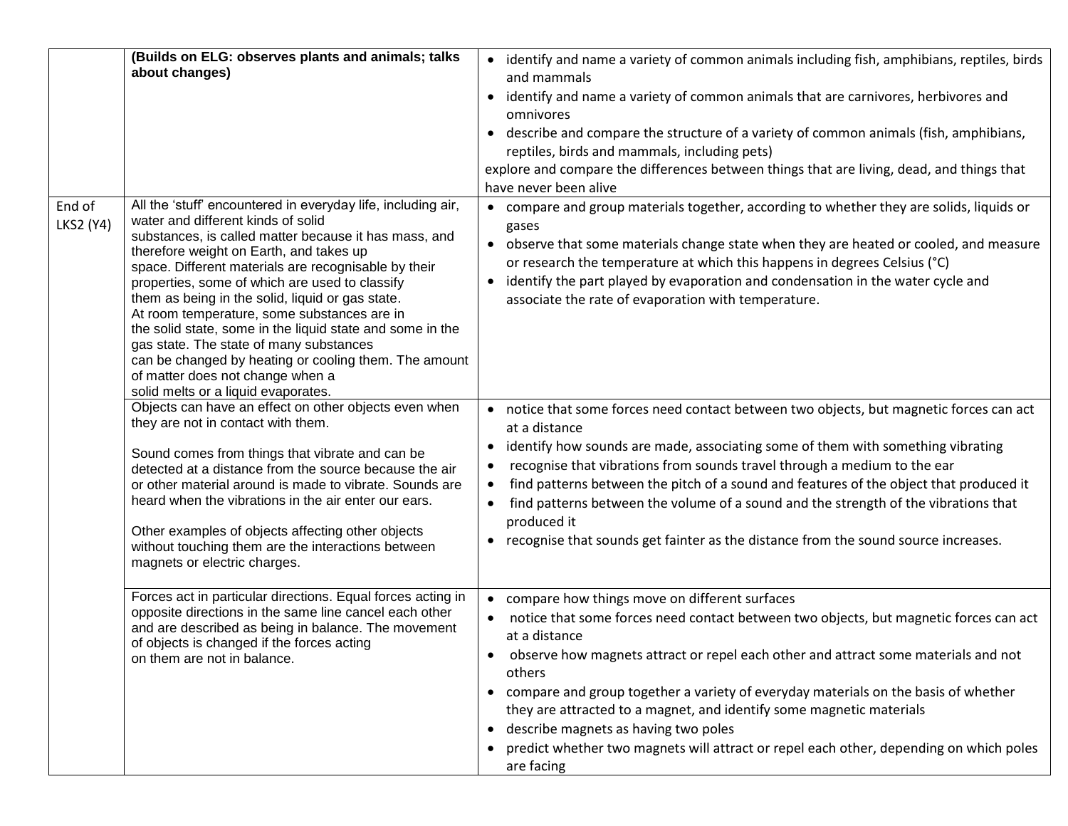| | | |
|---|---|---|
| | **(Builds on ELG: observes plants and animals; talks about changes)** | • identify and name a variety of common animals including fish, amphibians, reptiles, birds and mammals<br>• identify and name a variety of common animals that are carnivores, herbivores and omnivores<br>• describe and compare the structure of a variety of common animals (fish, amphibians, reptiles, birds and mammals, including pets)<br>explore and compare the differences between things that are living, dead, and things that have never been alive |
| End of LKS2 (Y4) | All the 'stuff' encountered in everyday life, including air, water and different kinds of solid substances, is called matter because it has mass, and therefore weight on Earth, and takes up space. Different materials are recognisable by their properties, some of which are used to classify them as being in the solid, liquid or gas state. At room temperature, some substances are in the solid state, some in the liquid state and some in the gas state. The state of many substances can be changed by heating or cooling them. The amount of matter does not change when a solid melts or a liquid evaporates. | • compare and group materials together, according to whether they are solids, liquids or gases<br>• observe that some materials change state when they are heated or cooled, and measure or research the temperature at which this happens in degrees Celsius (°C)<br>• identify the part played by evaporation and condensation in the water cycle and associate the rate of evaporation with temperature. |
| | Objects can have an effect on other objects even when they are not in contact with them.<br><br>Sound comes from things that vibrate and can be detected at a distance from the source because the air or other material around is made to vibrate. Sounds are heard when the vibrations in the air enter our ears.<br><br>Other examples of objects affecting other objects without touching them are the interactions between magnets or electric charges. | • notice that some forces need contact between two objects, but magnetic forces can act at a distance<br>• identify how sounds are made, associating some of them with something vibrating<br>• recognise that vibrations from sounds travel through a medium to the ear<br>• find patterns between the pitch of a sound and features of the object that produced it<br>• find patterns between the volume of a sound and the strength of the vibrations that produced it<br>• recognise that sounds get fainter as the distance from the sound source increases. |
| | Forces act in particular directions. Equal forces acting in opposite directions in the same line cancel each other and are described as being in balance. The movement of objects is changed if the forces acting on them are not in balance. | • compare how things move on different surfaces<br>• notice that some forces need contact between two objects, but magnetic forces can act at a distance<br>• observe how magnets attract or repel each other and attract some materials and not others<br>• compare and group together a variety of everyday materials on the basis of whether they are attracted to a magnet, and identify some magnetic materials<br>• describe magnets as having two poles<br>• predict whether two magnets will attract or repel each other, depending on which poles are facing |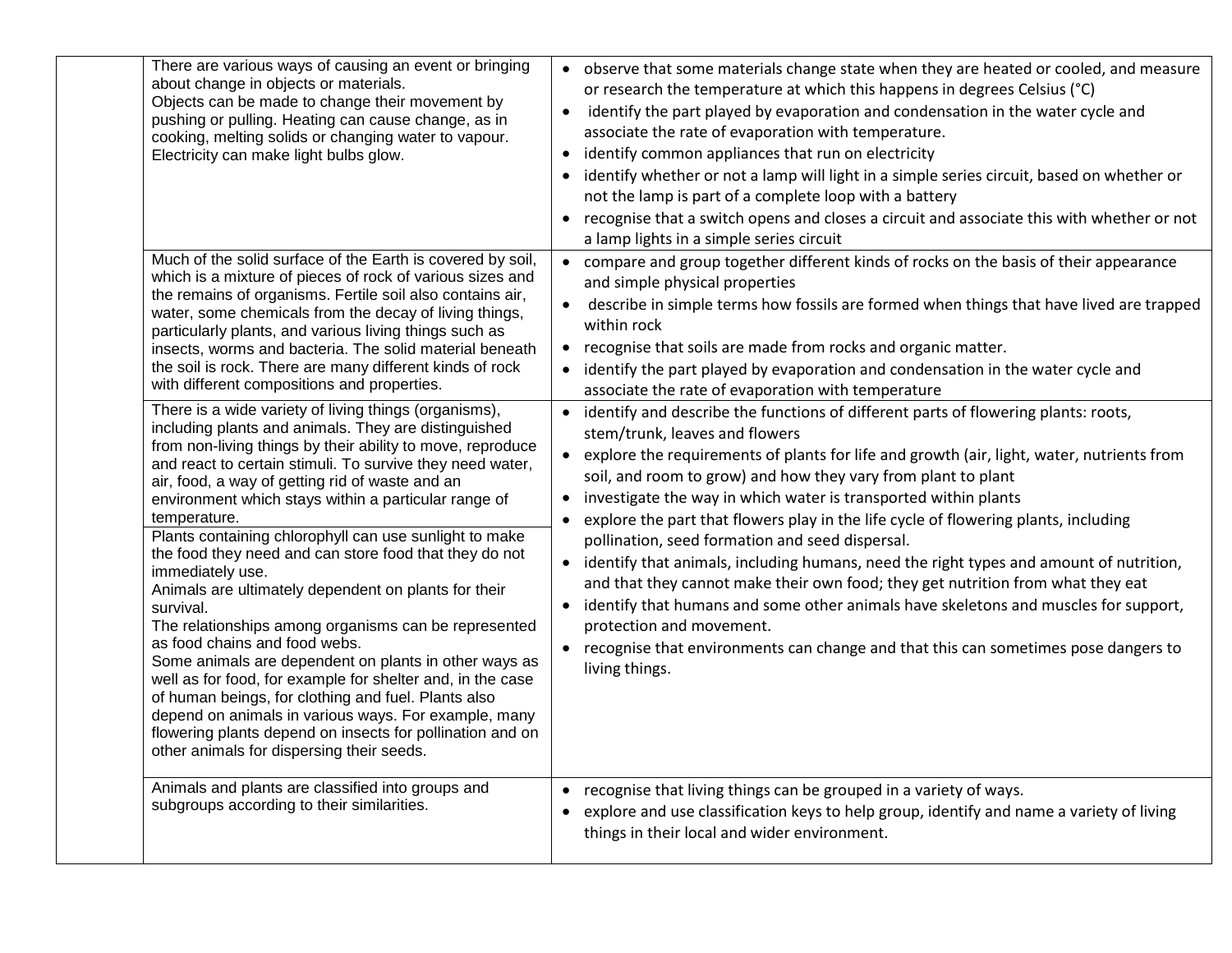| | | |
|---|---|---|
| | There are various ways of causing an event or bringing about change in objects or materials.<br>Objects can be made to change their movement by pushing or pulling. Heating can cause change, as in cooking, melting solids or changing water to vapour. Electricity can make light bulbs glow. | • observe that some materials change state when they are heated or cooled, and measure or research the temperature at which this happens in degrees Celsius (°C)<br>• identify the part played by evaporation and condensation in the water cycle and associate the rate of evaporation with temperature.<br>• identify common appliances that run on electricity<br>• identify whether or not a lamp will light in a simple series circuit, based on whether or not the lamp is part of a complete loop with a battery<br>• recognise that a switch opens and closes a circuit and associate this with whether or not a lamp lights in a simple series circuit |
| | Much of the solid surface of the Earth is covered by soil, which is a mixture of pieces of rock of various sizes and the remains of organisms. Fertile soil also contains air, water, some chemicals from the decay of living things, particularly plants, and various living things such as insects, worms and bacteria. The solid material beneath the soil is rock. There are many different kinds of rock with different compositions and properties. | • compare and group together different kinds of rocks on the basis of their appearance and simple physical properties<br>• describe in simple terms how fossils are formed when things that have lived are trapped within rock<br>• recognise that soils are made from rocks and organic matter.<br>• identify the part played by evaporation and condensation in the water cycle and associate the rate of evaporation with temperature |
| | There is a wide variety of living things (organisms), including plants and animals. They are distinguished from non-living things by their ability to move, reproduce and react to certain stimuli. To survive they need water, air, food, a way of getting rid of waste and an environment which stays within a particular range of temperature.<br><br>Plants containing chlorophyll can use sunlight to make the food they need and can store food that they do not immediately use.<br>Animals are ultimately dependent on plants for their survival.<br>The relationships among organisms can be represented as food chains and food webs.<br>Some animals are dependent on plants in other ways as well as for food, for example for shelter and, in the case of human beings, for clothing and fuel. Plants also depend on animals in various ways. For example, many flowering plants depend on insects for pollination and on other animals for dispersing their seeds. | • identify and describe the functions of different parts of flowering plants: roots, stem/trunk, leaves and flowers<br>• explore the requirements of plants for life and growth (air, light, water, nutrients from soil, and room to grow) and how they vary from plant to plant<br>• investigate the way in which water is transported within plants<br>• explore the part that flowers play in the life cycle of flowering plants, including pollination, seed formation and seed dispersal.<br>• identify that animals, including humans, need the right types and amount of nutrition, and that they cannot make their own food; they get nutrition from what they eat<br>• identify that humans and some other animals have skeletons and muscles for support, protection and movement.<br>• recognise that environments can change and that this can sometimes pose dangers to living things. |
| | Animals and plants are classified into groups and subgroups according to their similarities. | • recognise that living things can be grouped in a variety of ways.<br>• explore and use classification keys to help group, identify and name a variety of living things in their local and wider environment. |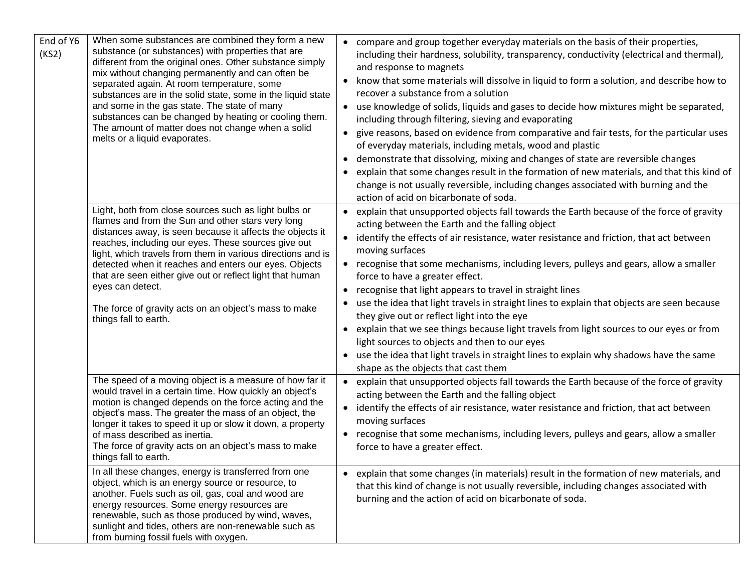| | | |
|---|---|---|
| End of Y6 (KS2) | When some substances are combined they form a new substance (or substances) with properties that are different from the original ones. Other substance simply mix without changing permanently and can often be separated again. At room temperature, some substances are in the solid state, some in the liquid state and some in the gas state. The state of many substances can be changed by heating or cooling them. The amount of matter does not change when a solid melts or a liquid evaporates. | • compare and group together everyday materials on the basis of their properties, including their hardness, solubility, transparency, conductivity (electrical and thermal), and response to magnets<br>• know that some materials will dissolve in liquid to form a solution, and describe how to recover a substance from a solution<br>• use knowledge of solids, liquids and gases to decide how mixtures might be separated, including through filtering, sieving and evaporating<br>• give reasons, based on evidence from comparative and fair tests, for the particular uses of everyday materials, including metals, wood and plastic<br>• demonstrate that dissolving, mixing and changes of state are reversible changes<br>• explain that some changes result in the formation of new materials, and that this kind of change is not usually reversible, including changes associated with burning and the action of acid on bicarbonate of soda. |
| | Light, both from close sources such as light bulbs or flames and from the Sun and other stars very long distances away, is seen because it affects the objects it reaches, including our eyes. These sources give out light, which travels from them in various directions and is detected when it reaches and enters our eyes. Objects that are seen either give out or reflect light that human eyes can detect.<br><br>The force of gravity acts on an object's mass to make things fall to earth. | • explain that unsupported objects fall towards the Earth because of the force of gravity acting between the Earth and the falling object<br>• identify the effects of air resistance, water resistance and friction, that act between moving surfaces<br>• recognise that some mechanisms, including levers, pulleys and gears, allow a smaller force to have a greater effect.<br>• recognise that light appears to travel in straight lines<br>• use the idea that light travels in straight lines to explain that objects are seen because they give out or reflect light into the eye<br>• explain that we see things because light travels from light sources to our eyes or from light sources to objects and then to our eyes<br>• use the idea that light travels in straight lines to explain why shadows have the same shape as the objects that cast them |
| | The speed of a moving object is a measure of how far it would travel in a certain time. How quickly an object's motion is changed depends on the force acting and the object's mass. The greater the mass of an object, the longer it takes to speed it up or slow it down, a property of mass described as inertia.<br>The force of gravity acts on an object's mass to make things fall to earth. | • explain that unsupported objects fall towards the Earth because of the force of gravity acting between the Earth and the falling object<br>• identify the effects of air resistance, water resistance and friction, that act between moving surfaces<br>• recognise that some mechanisms, including levers, pulleys and gears, allow a smaller force to have a greater effect. |
| | In all these changes, energy is transferred from one object, which is an energy source or resource, to another. Fuels such as oil, gas, coal and wood are energy resources. Some energy resources are renewable, such as those produced by wind, waves, sunlight and tides, others are non-renewable such as from burning fossil fuels with oxygen. | • explain that some changes (in materials) result in the formation of new materials, and that this kind of change is not usually reversible, including changes associated with burning and the action of acid on bicarbonate of soda. |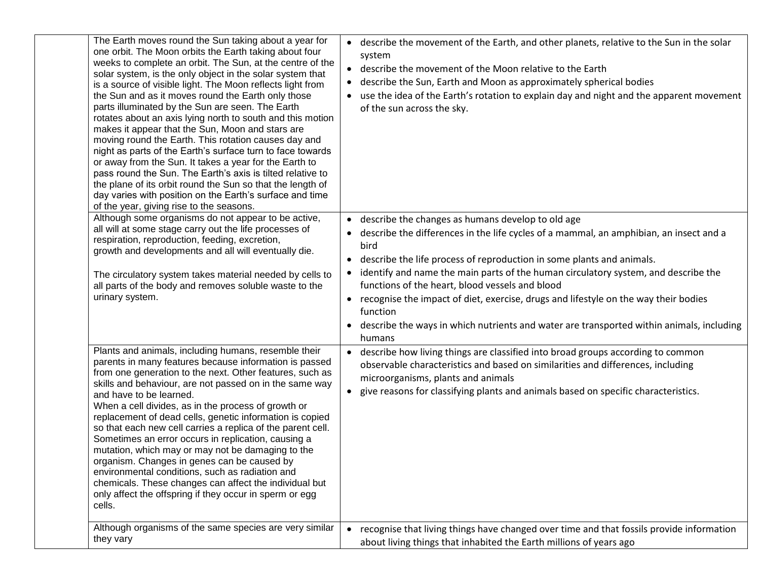| | | |
|---|---|---|
| | The Earth moves round the Sun taking about a year for one orbit. The Moon orbits the Earth taking about four weeks to complete an orbit. The Sun, at the centre of the solar system, is the only object in the solar system that is a source of visible light. The Moon reflects light from the Sun and as it moves round the Earth only those parts illuminated by the Sun are seen. The Earth rotates about an axis lying north to south and this motion makes it appear that the Sun, Moon and stars are moving round the Earth. This rotation causes day and night as parts of the Earth's surface turn to face towards or away from the Sun. It takes a year for the Earth to pass round the Sun. The Earth's axis is tilted relative to the plane of its orbit round the Sun so that the length of day varies with position on the Earth's surface and time of the year, giving rise to the seasons. | • describe the movement of the Earth, and other planets, relative to the Sun in the solar system<br>• describe the movement of the Moon relative to the Earth<br>• describe the Sun, Earth and Moon as approximately spherical bodies<br>• use the idea of the Earth's rotation to explain day and night and the apparent movement of the sun across the sky. |
| | Although some organisms do not appear to be active, all will at some stage carry out the life processes of respiration, reproduction, feeding, excretion, growth and developments and all will eventually die.<br><br>The circulatory system takes material needed by cells to all parts of the body and removes soluble waste to the urinary system. | • describe the changes as humans develop to old age<br>• describe the differences in the life cycles of a mammal, an amphibian, an insect and a bird<br>• describe the life process of reproduction in some plants and animals.<br>• identify and name the main parts of the human circulatory system, and describe the functions of the heart, blood vessels and blood<br>• recognise the impact of diet, exercise, drugs and lifestyle on the way their bodies function<br>• describe the ways in which nutrients and water are transported within animals, including humans |
| | Plants and animals, including humans, resemble their parents in many features because information is passed from one generation to the next. Other features, such as skills and behaviour, are not passed on in the same way and have to be learned.<br>When a cell divides, as in the process of growth or replacement of dead cells, genetic information is copied so that each new cell carries a replica of the parent cell. Sometimes an error occurs in replication, causing a mutation, which may or may not be damaging to the organism. Changes in genes can be caused by environmental conditions, such as radiation and chemicals. These changes can affect the individual but only affect the offspring if they occur in sperm or egg cells. | • describe how living things are classified into broad groups according to common observable characteristics and based on similarities and differences, including microorganisms, plants and animals<br>• give reasons for classifying plants and animals based on specific characteristics. |
| | Although organisms of the same species are very similar they vary | • recognise that living things have changed over time and that fossils provide information about living things that inhabited the Earth millions of years ago |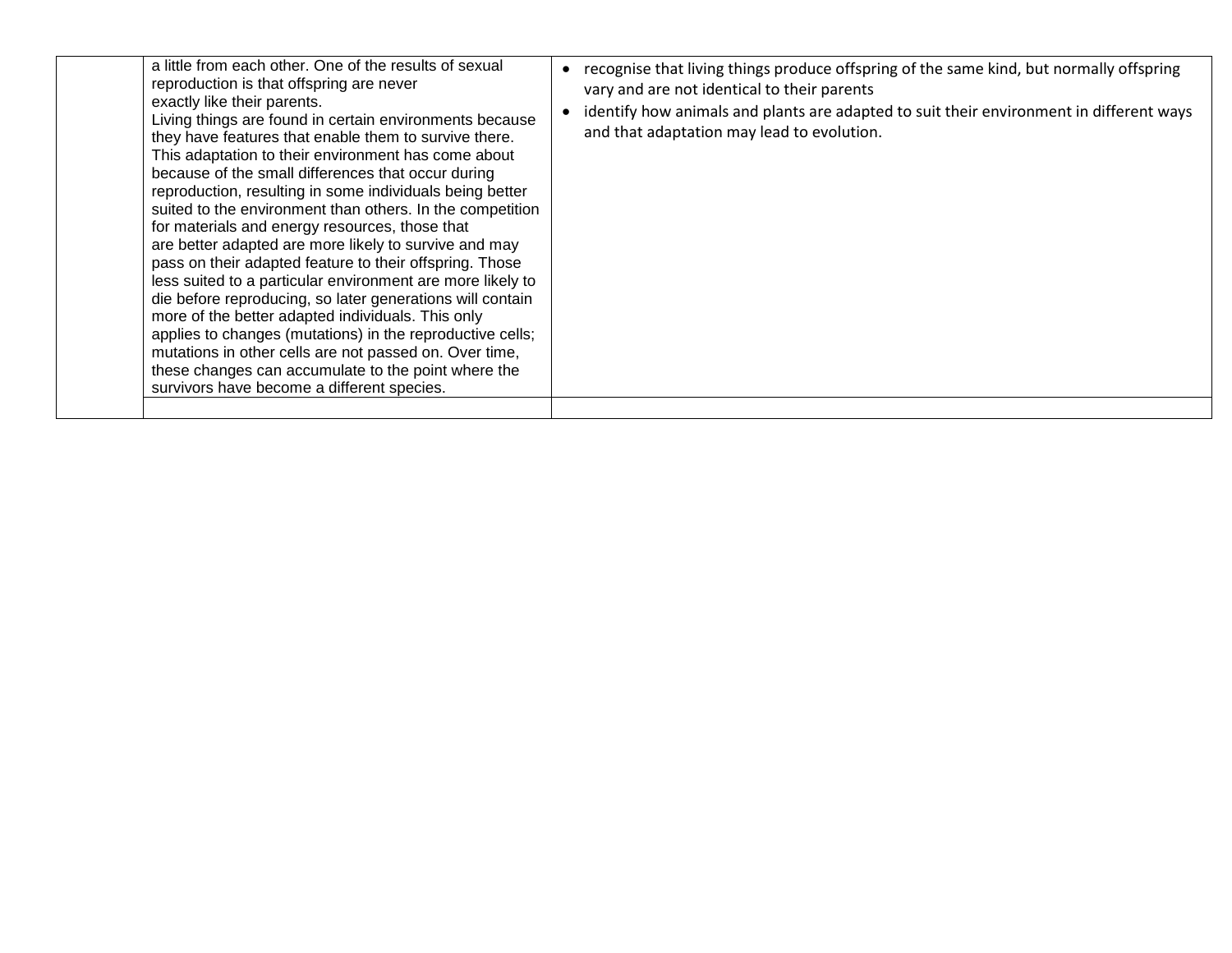| | | |
|---|---|---|
| | a little from each other. One of the results of sexual reproduction is that offspring are never exactly like their parents. Living things are found in certain environments because they have features that enable them to survive there. This adaptation to their environment has come about because of the small differences that occur during reproduction, resulting in some individuals being better suited to the environment than others. In the competition for materials and energy resources, those that are better adapted are more likely to survive and may pass on their adapted feature to their offspring. Those less suited to a particular environment are more likely to die before reproducing, so later generations will contain more of the better adapted individuals. This only applies to changes (mutations) in the reproductive cells; mutations in other cells are not passed on. Over time, these changes can accumulate to the point where the survivors have become a different species. | • recognise that living things produce offspring of the same kind, but normally offspring vary and are not identical to their parents<br>• identify how animals and plants are adapted to suit their environment in different ways and that adaptation may lead to evolution. |
| | | |